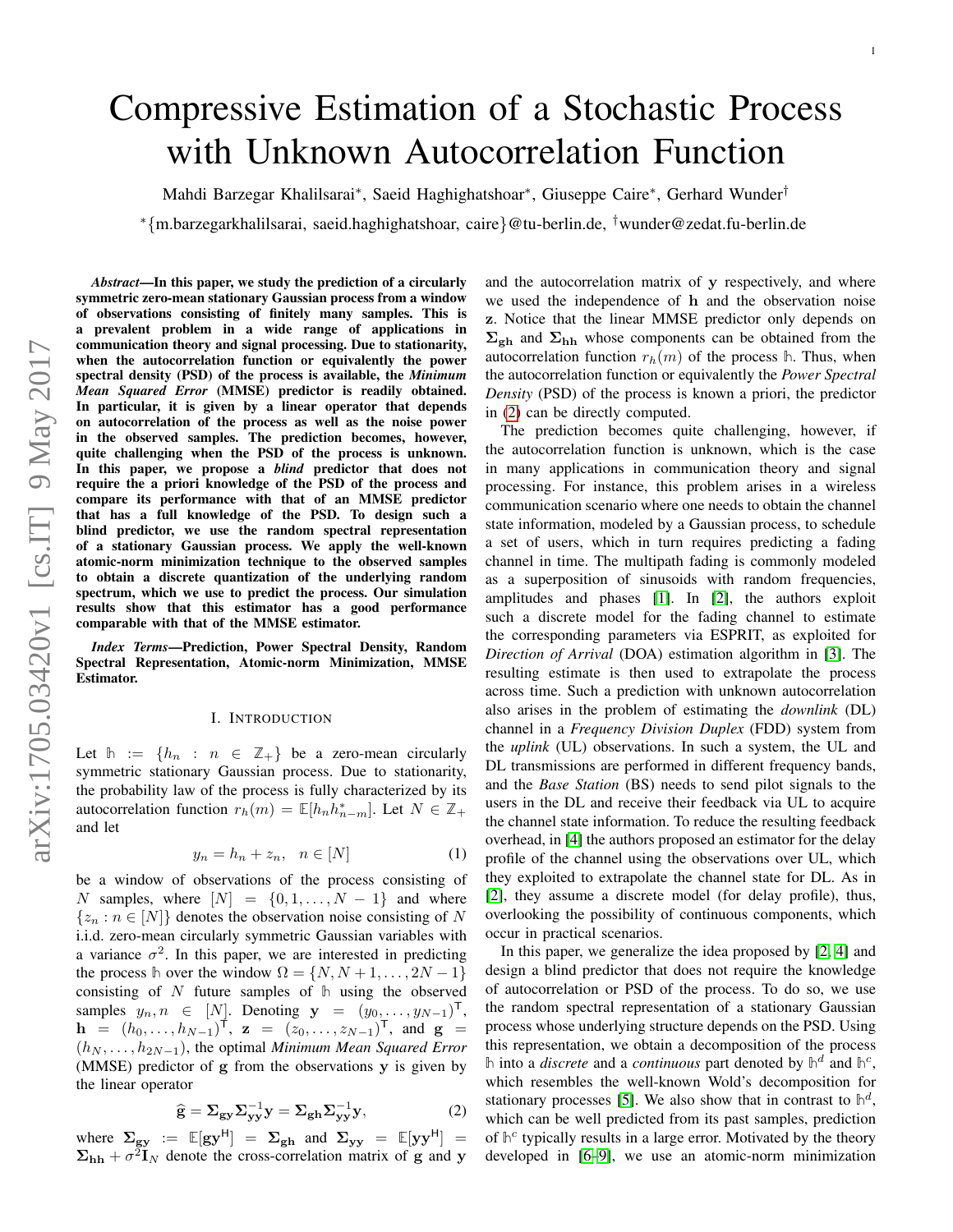# Compressive Estimation of a Stochastic Process with Unknown Autocorrelation Function

Mahdi Barzegar Khalilsarai*, Saeid Haghighatshoar*, Giuseppe Caire*, Gerhard Wunder†

*{m.barzegarkhalilsarai, saeid.haghighatshoar, caire}@tu-berlin.de, †wunder@zedat.fu-berlin.de

***Abstract*—In this paper, we study the prediction of a circularly symmetric zero-mean stationary Gaussian process from a window of observations consisting of finitely many samples. This is a prevalent problem in a wide range of applications in communication theory and signal processing. Due to stationarity, when the autocorrelation function or equivalently the power spectral density (PSD) of the process is available, the *Minimum Mean Squared Error* (MMSE) predictor is readily obtained. In particular, it is given by a linear operator that depends on autocorrelation of the process as well as the noise power in the observed samples. The prediction becomes, however, quite challenging when the PSD of the process is unknown. In this paper, we propose a *blind* predictor that does not require the a priori knowledge of the PSD of the process and compare its performance with that of an MMSE predictor that has a full knowledge of the PSD. To design such a blind predictor, we use the random spectral representation of a stationary Gaussian process. We apply the well-known atomic-norm minimization technique to the observed samples to obtain a discrete quantization of the underlying random spectrum, which we use to predict the process. Our simulation results show that this estimator has a good performance comparable with that of the MMSE estimator.**

***Index Terms*—Prediction, Power Spectral Density, Random Spectral Representation, Atomic-norm Minimization, MMSE Estimator.**

## I. Introduction

Let $\mathbb{h} := \{h_n : n \in \mathbb{Z}_+\}$ be a zero-mean circularly symmetric stationary Gaussian process. Due to stationarity, the probability law of the process is fully characterized by its autocorrelation function $r_h(m) = \mathbb{E}[h_n h_{n-m}^*]$. Let $N \in \mathbb{Z}_+$ and let

$$y_n = h_n + z_n, \quad n \in [N] \tag{1}$$

be a window of observations of the process consisting of $N$ samples, where $[N] = \{0, 1, \dots, N-1\}$ and where $\{z_n : n \in [N]\}$ denotes the observation noise consisting of $N$ i.i.d. zero-mean circularly symmetric Gaussian variables with a variance $\sigma^2$. In this paper, we are interested in predicting the process $\mathbb{h}$ over the window $\Omega = \{N, N+1, \dots, 2N-1\}$ consisting of $N$ future samples of $\mathbb{h}$ using the observed samples $y_n, n \in [N]$. Denoting $\mathbf{y} = (y_0, \dots, y_{N-1})^{\mathsf{T}}$, $\mathbf{h} = (h_0, \dots, h_{N-1})^{\mathsf{T}}$, $\mathbf{z} = (z_0, \dots, z_{N-1})^{\mathsf{T}}$, and $\mathbf{g} = (h_N, \dots, h_{2N-1})$, the optimal *Minimum Mean Squared Error* (MMSE) predictor of $\mathbf{g}$ from the observations $\mathbf{y}$ is given by the linear operator

$$\widehat{\mathbf{g}} = \mathbf{\Sigma_{gy}} \mathbf{\Sigma_{yy}^{-1}} \mathbf{y} = \mathbf{\Sigma_{gh}} \mathbf{\Sigma_{yy}^{-1}} \mathbf{y}, \tag{2}$$

where $\mathbf{\Sigma_{gy}} := \mathbb{E}[\mathbf{g}\mathbf{y}^{\mathsf{H}}] = \mathbf{\Sigma_{gh}}$ and $\mathbf{\Sigma_{yy}} = \mathbb{E}[\mathbf{y}\mathbf{y}^{\mathsf{H}}] = \mathbf{\Sigma_{hh}} + \sigma^2 \mathbf{I}_N$ denote the cross-correlation matrix of $\mathbf{g}$ and $\mathbf{y}$ and the autocorrelation matrix of $\mathbf{y}$ respectively, and where we used the independence of $\mathbf{h}$ and the observation noise $\mathbf{z}$. Notice that the linear MMSE predictor only depends on $\mathbf{\Sigma_{gh}}$ and $\mathbf{\Sigma_{hh}}$ whose components can be obtained from the autocorrelation function $r_h(m)$ of the process $\mathbb{h}$. Thus, when the autocorrelation function or equivalently the *Power Spectral Density* (PSD) of the process is known a priori, the predictor in (2) can be directly computed.

The prediction becomes quite challenging, however, if the autocorrelation function is unknown, which is the case in many applications in communication theory and signal processing. For instance, this problem arises in a wireless communication scenario where one needs to obtain the channel state information, modeled by a Gaussian process, to schedule a set of users, which in turn requires predicting a fading channel in time. The multipath fading is commonly modeled as a superposition of sinusoids with random frequencies, amplitudes and phases [1]. In [2], the authors exploit such a discrete model for the fading channel to estimate the corresponding parameters via ESPRIT, as exploited for *Direction of Arrival* (DOA) estimation algorithm in [3]. The resulting estimate is then used to extrapolate the process across time. Such a prediction with unknown autocorrelation also arises in the problem of estimating the *downlink* (DL) channel in a *Frequency Division Duplex* (FDD) system from the *uplink* (UL) observations. In such a system, the UL and DL transmissions are performed in different frequency bands, and the *Base Station* (BS) needs to send pilot signals to the users in the DL and receive their feedback via UL to acquire the channel state information. To reduce the resulting feedback overhead, in [4] the authors proposed an estimator for the delay profile of the channel using the observations over UL, which they exploited to extrapolate the channel state for DL. As in [2], they assume a discrete model (for delay profile), thus, overlooking the possibility of continuous components, which occur in practical scenarios.

In this paper, we generalize the idea proposed by [2, 4] and design a blind predictor that does not require the knowledge of autocorrelation or PSD of the process. To do so, we use the random spectral representation of a stationary Gaussian process whose underlying structure depends on the PSD. Using this representation, we obtain a decomposition of the process $\mathbb{h}$ into a *discrete* and a *continuous* part denoted by $\mathbb{h}^d$ and $\mathbb{h}^c$, which resembles the well-known Wold's decomposition for stationary processes [5]. We also show that in contrast to $\mathbb{h}^d$, which can be well predicted from its past samples, prediction of $\mathbb{h}^c$ typically results in a large error. Motivated by the theory developed in [6–9], we use an atomic-norm minimization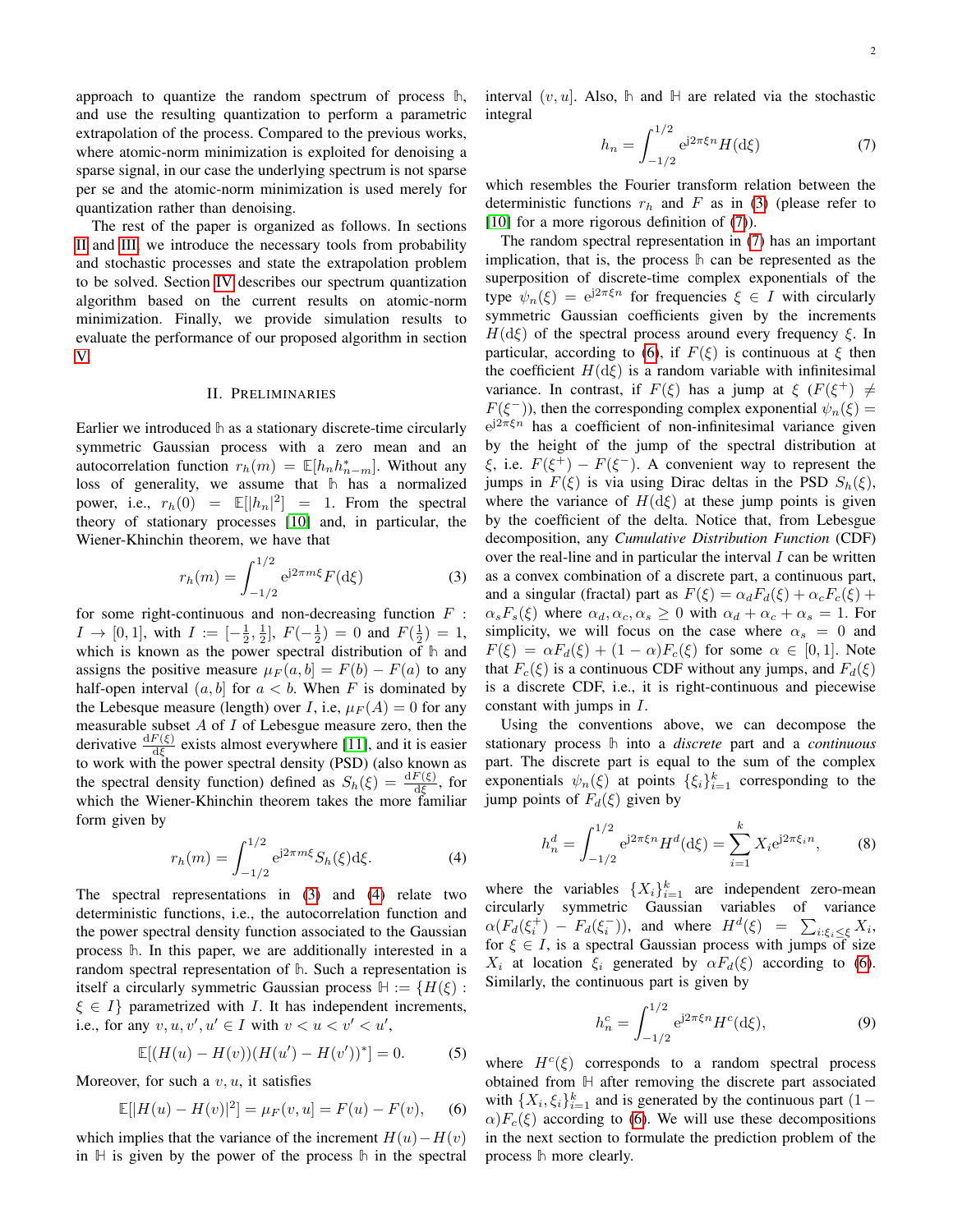approach to quantize the random spectrum of process $\mathbb{h}$, and use the resulting quantization to perform a parametric extrapolation of the process. Compared to the previous works, where atomic-norm minimization is exploited for denoising a sparse signal, in our case the underlying spectrum is not sparse per se and the atomic-norm minimization is used merely for quantization rather than denoising.

The rest of the paper is organized as follows. In sections II and III, we introduce the necessary tools from probability and stochastic processes and state the extrapolation problem to be solved. Section IV describes our spectrum quantization algorithm based on the current results on atomic-norm minimization. Finally, we provide simulation results to evaluate the performance of our proposed algorithm in section V.

## II. Preliminaries

Earlier we introduced $\mathbb{h}$ as a stationary discrete-time circularly symmetric Gaussian process with a zero mean and an autocorrelation function $r_h(m) = \mathbb{E}[h_n h^*_{n-m}]$. Without any loss of generality, we assume that $\mathbb{h}$ has a normalized power, i.e., $r_h(0) = \mathbb{E}[|h_n|^2] = 1$. From the spectral theory of stationary processes [10] and, in particular, the Wiener-Khinchin theorem, we have that

$$r_h(m) = \int_{-1/2}^{1/2} \mathrm{e}^{\mathrm{j}2\pi m\xi} F(\mathrm{d}\xi) \tag{3}$$

for some right-continuous and non-decreasing function $F : I \to [0, 1]$, with $I := [-\frac{1}{2}, \frac{1}{2}]$, $F(-\frac{1}{2}) = 0$ and $F(\frac{1}{2}) = 1$, which is known as the power spectral distribution of $\mathbb{h}$ and assigns the positive measure $\mu_F(a, b] = F(b) - F(a)$ to any half-open interval $(a, b]$ for $a < b$. When $F$ is dominated by the Lebesgue measure (length) over $I$, i.e, $\mu_F(A) = 0$ for any measurable subset $A$ of $I$ of Lebesgue measure zero, then the derivative $\frac{\mathrm{d}F(\xi)}{\mathrm{d}\xi}$ exists almost everywhere [11], and it is easier to work with the power spectral density (PSD) (also known as the spectral density function) defined as $S_h(\xi) = \frac{\mathrm{d}F(\xi)}{\mathrm{d}\xi}$, for which the Wiener-Khinchin theorem takes the more familiar form given by

$$r_h(m) = \int_{-1/2}^{1/2} \mathrm{e}^{\mathrm{j}2\pi m\xi} S_h(\xi)\mathrm{d}\xi. \tag{4}$$

The spectral representations in (3) and (4) relate two deterministic functions, i.e., the autocorrelation function and the power spectral density function associated to the Gaussian process $\mathbb{h}$. In this paper, we are additionally interested in a random spectral representation of $\mathbb{h}$. Such a representation is itself a circularly symmetric Gaussian process $\mathbb{H} := \{H(\xi) : \xi \in I\}$ parametrized with $I$. It has independent increments, i.e., for any $v, u, v', u' \in I$ with $v < u < v' < u'$,

$$\mathbb{E}[(H(u) - H(v))(H(u') - H(v'))^*] = 0. \tag{5}$$

Moreover, for such a $v, u$, it satisfies

$$\mathbb{E}[|H(u) - H(v)|^2] = \mu_F(v, u] = F(u) - F(v), \tag{6}$$

which implies that the variance of the increment $H(u) - H(v)$ in $\mathbb{H}$ is given by the power of the process $\mathbb{h}$ in the spectral interval $(v, u]$. Also, $\mathbb{h}$ and $\mathbb{H}$ are related via the stochastic integral

$$h_n = \int_{-1/2}^{1/2} \mathrm{e}^{\mathrm{j}2\pi\xi n} H(\mathrm{d}\xi) \tag{7}$$

which resembles the Fourier transform relation between the deterministic functions $r_h$ and $F$ as in (3) (please refer to [10] for a more rigorous definition of (7)).

The random spectral representation in (7) has an important implication, that is, the process $\mathbb{h}$ can be represented as the superposition of discrete-time complex exponentials of the type $\psi_n(\xi) = \mathrm{e}^{\mathrm{j}2\pi\xi n}$ for frequencies $\xi \in I$ with circularly symmetric Gaussian coefficients given by the increments $H(\mathrm{d}\xi)$ of the spectral process around every frequency $\xi$. In particular, according to (6), if $F(\xi)$ is continuous at $\xi$ then the coefficient $H(\mathrm{d}\xi)$ is a random variable with infinitesimal variance. In contrast, if $F(\xi)$ has a jump at $\xi$ ($F(\xi^+) \neq F(\xi^-)$), then the corresponding complex exponential $\psi_n(\xi) = \mathrm{e}^{\mathrm{j}2\pi\xi n}$ has a coefficient of non-infinitesimal variance given by the height of the jump of the spectral distribution at $\xi$, i.e. $F(\xi^+) - F(\xi^-)$. A convenient way to represent the jumps in $F(\xi)$ is via using Dirac deltas in the PSD $S_h(\xi)$, where the variance of $H(\mathrm{d}\xi)$ at these jump points is given by the coefficient of the delta. Notice that, from Lebesgue decomposition, any *Cumulative Distribution Function* (CDF) over the real-line and in particular the interval $I$ can be written as a convex combination of a discrete part, a continuous part, and a singular (fractal) part as $F(\xi) = \alpha_d F_d(\xi) + \alpha_c F_c(\xi) + \alpha_s F_s(\xi)$ where $\alpha_d, \alpha_c, \alpha_s \geq 0$ with $\alpha_d + \alpha_c + \alpha_s = 1$. For simplicity, we will focus on the case where $\alpha_s = 0$ and $F(\xi) = \alpha F_d(\xi) + (1 - \alpha)F_c(\xi)$ for some $\alpha \in [0, 1]$. Note that $F_c(\xi)$ is a continuous CDF without any jumps, and $F_d(\xi)$ is a discrete CDF, i.e., it is right-continuous and piecewise constant with jumps in $I$.

Using the conventions above, we can decompose the stationary process $\mathbb{h}$ into a *discrete* part and a *continuous* part. The discrete part is equal to the sum of the complex exponentials $\psi_n(\xi)$ at points $\{\xi_i\}_{i=1}^k$ corresponding to the jump points of $F_d(\xi)$ given by

$$h_n^d = \int_{-1/2}^{1/2} \mathrm{e}^{\mathrm{j}2\pi\xi n} H^d(\mathrm{d}\xi) = \sum_{i=1}^k X_i \mathrm{e}^{\mathrm{j}2\pi\xi_i n}, \tag{8}$$

where the variables $\{X_i\}_{i=1}^k$ are independent zero-mean circularly symmetric Gaussian variables of variance $\alpha(F_d(\xi_i^+) - F_d(\xi_i^-))$, and where $H^d(\xi) = \sum_{i:\xi_i \leq \xi} X_i$, for $\xi \in I$, is a spectral Gaussian process with jumps of size $X_i$ at location $\xi_i$ generated by $\alpha F_d(\xi)$ according to (6). Similarly, the continuous part is given by

$$h_n^c = \int_{-1/2}^{1/2} \mathrm{e}^{\mathrm{j}2\pi\xi n} H^c(\mathrm{d}\xi), \tag{9}$$

where $H^c(\xi)$ corresponds to a random spectral process obtained from $\mathbb{H}$ after removing the discrete part associated with $\{X_i, \xi_i\}_{i=1}^k$ and is generated by the continuous part $(1 - \alpha)F_c(\xi)$ according to (6). We will use these decompositions in the next section to formulate the prediction problem of the process $\mathbb{h}$ more clearly.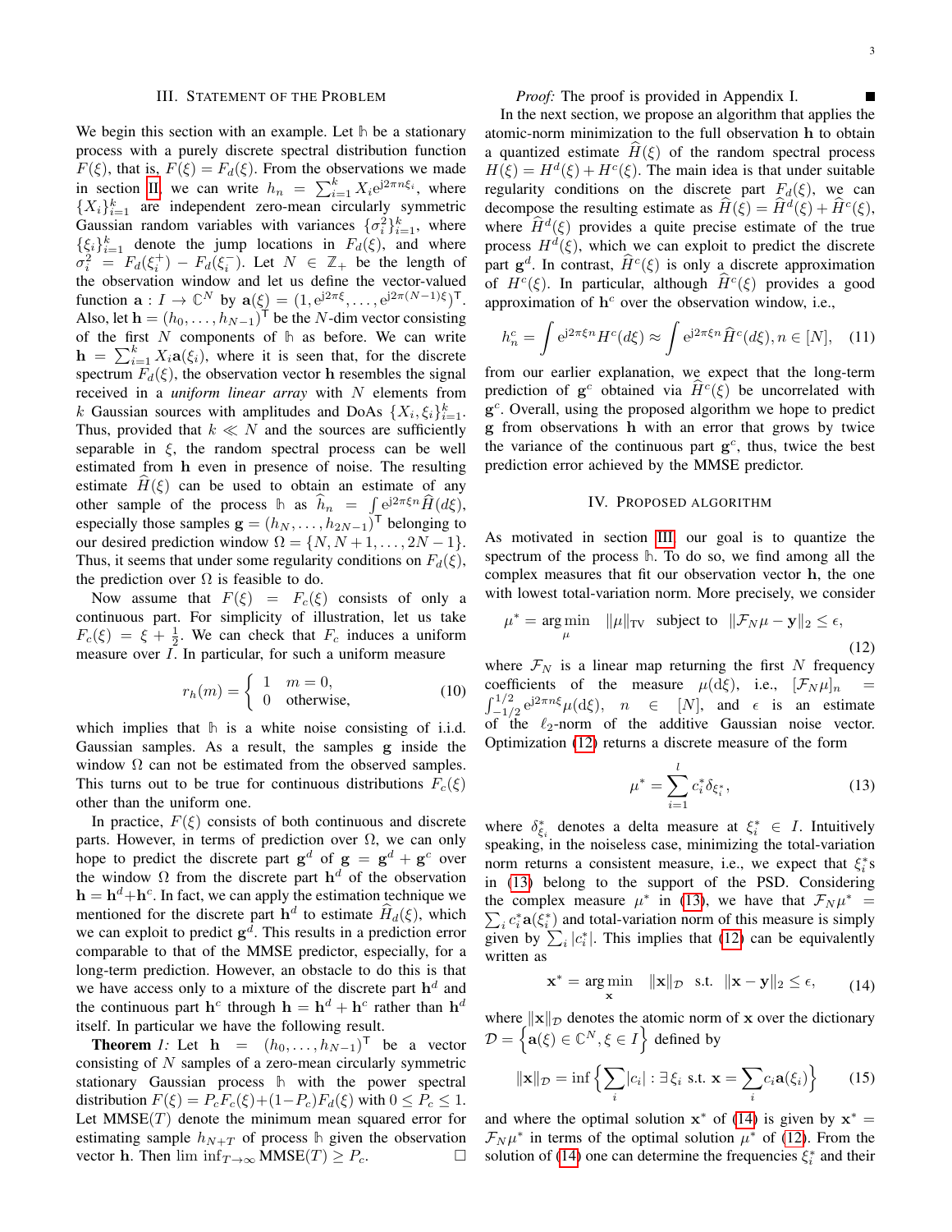## III. Statement of the Problem

We begin this section with an example. Let $\mathbb{h}$ be a stationary process with a purely discrete spectral distribution function $F(\xi)$, that is, $F(\xi) = F_d(\xi)$. From the observations we made in section II, we can write $h_n = \sum_{i=1}^k X_i e^{j2\pi n \xi_i}$, where $\{X_i\}_{i=1}^k$ are independent zero-mean circularly symmetric Gaussian random variables with variances $\{\sigma_i^2\}_{i=1}^k$, where $\{\xi_i\}_{i=1}^k$ denote the jump locations in $F_d(\xi)$, and where $\sigma_i^2 = F_d(\xi_i^+) - F_d(\xi_i^-)$. Let $N \in \mathbb{Z}_+$ be the length of the observation window and let us define the vector-valued function $\mathbf{a} : I \to \mathbb{C}^N$ by $\mathbf{a}(\xi) = (1, e^{j2\pi\xi}, \dots, e^{j2\pi(N-1)\xi})^\mathsf{T}$. Also, let $\mathbf{h} = (h_0, \dots, h_{N-1})^\mathsf{T}$ be the $N$-dim vector consisting of the first $N$ components of $\mathbb{h}$ as before. We can write $\mathbf{h} = \sum_{i=1}^k X_i \mathbf{a}(\xi_i)$, where it is seen that, for the discrete spectrum $F_d(\xi)$, the observation vector $\mathbf{h}$ resembles the signal received in a *uniform linear array* with $N$ elements from $k$ Gaussian sources with amplitudes and DoAs $\{X_i, \xi_i\}_{i=1}^k$. Thus, provided that $k \ll N$ and the sources are sufficiently separable in $\xi$, the random spectral process can be well estimated from $\mathbf{h}$ even in presence of noise. The resulting estimate $\widehat{H}(\xi)$ can be used to obtain an estimate of any other sample of the process $\mathbb{h}$ as $\widehat{h}_n = \int e^{j2\pi\xi n} \widehat{H}(d\xi)$, especially those samples $\mathbf{g} = (h_N, \dots, h_{2N-1})^\mathsf{T}$ belonging to our desired prediction window $\Omega = \{N, N+1, \dots, 2N-1\}$. Thus, it seems that under some regularity conditions on $F_d(\xi)$, the prediction over $\Omega$ is feasible to do.

Now assume that $F(\xi) = F_c(\xi)$ consists of only a continuous part. For simplicity of illustration, let us take $F_c(\xi) = \xi + \frac{1}{2}$. We can check that $F_c$ induces a uniform measure over $I$. In particular, for such a uniform measure

$$
r_h(m) = \begin{cases} 1 & m = 0, \\ 0 & \text{otherwise}, \end{cases} \tag{10}
$$

which implies that $\mathbb{h}$ is a white noise consisting of i.i.d. Gaussian samples. As a result, the samples $\mathbf{g}$ inside the window $\Omega$ can not be estimated from the observed samples. This turns out to be true for continuous distributions $F_c(\xi)$ other than the uniform one.

In practice, $F(\xi)$ consists of both continuous and discrete parts. However, in terms of prediction over $\Omega$, we can only hope to predict the discrete part $\mathbf{g}^d$ of $\mathbf{g} = \mathbf{g}^d + \mathbf{g}^c$ over the window $\Omega$ from the discrete part $\mathbf{h}^d$ of the observation $\mathbf{h} = \mathbf{h}^d + \mathbf{h}^c$. In fact, we can apply the estimation technique we mentioned for the discrete part $\mathbf{h}^d$ to estimate $\widehat{H}_d(\xi)$, which we can exploit to predict $\mathbf{g}^d$. This results in a prediction error comparable to that of the MMSE predictor, especially, for a long-term prediction. However, an obstacle to do this is that we have access only to a mixture of the discrete part $\mathbf{h}^d$ and the continuous part $\mathbf{h}^c$ through $\mathbf{h} = \mathbf{h}^d + \mathbf{h}^c$ rather than $\mathbf{h}^d$ itself. In particular we have the following result.

**Theorem** *1:* Let $\mathbf{h} = (h_0, \dots, h_{N-1})^\mathsf{T}$ be a vector consisting of $N$ samples of a zero-mean circularly symmetric stationary Gaussian process $\mathbb{h}$ with the power spectral distribution $F(\xi) = P_c F_c(\xi) + (1 - P_c) F_d(\xi)$ with $0 \le P_c \le 1$. Let $\text{MMSE}(T)$ denote the minimum mean squared error for estimating sample $h_{N+T}$ of process $\mathbb{h}$ given the observation vector $\mathbf{h}$. Then $\lim\inf_{T\to\infty} \text{MMSE}(T) \ge P_c$. □

*Proof:* The proof is provided in Appendix I. ■

In the next section, we propose an algorithm that applies the atomic-norm minimization to the full observation $\mathbf{h}$ to obtain a quantized estimate $\widehat{H}(\xi)$ of the random spectral process $H(\xi) = H^d(\xi) + H^c(\xi)$. The main idea is that under suitable regularity conditions on the discrete part $F_d(\xi)$, we can decompose the resulting estimate as $\widehat{H}(\xi) = \widehat{H}^d(\xi) + \widehat{H}^c(\xi)$, where $\widehat{H}^d(\xi)$ provides a quite precise estimate of the true process $H^d(\xi)$, which we can exploit to predict the discrete part $\mathbf{g}^d$. In contrast, $\widehat{H}^c(\xi)$ is only a discrete approximation of $H^c(\xi)$. In particular, although $\widehat{H}^c(\xi)$ provides a good approximation of $\mathbf{h}^c$ over the observation window, i.e.,

$$
h_n^c = \int e^{j2\pi\xi n} H^c(d\xi) \approx \int e^{j2\pi\xi n} \widehat{H}^c(d\xi), n \in [N], \tag{11}
$$

from our earlier explanation, we expect that the long-term prediction of $\mathbf{g}^c$ obtained via $\widehat{H}^c(\xi)$ be uncorrelated with $\mathbf{g}^c$. Overall, using the proposed algorithm we hope to predict $\mathbf{g}$ from observations $\mathbf{h}$ with an error that grows by twice the variance of the continuous part $\mathbf{g}^c$, thus, twice the best prediction error achieved by the MMSE predictor.

## IV. Proposed Algorithm

As motivated in section III, our goal is to quantize the spectrum of the process $\mathbb{h}$. To do so, we find among all the complex measures that fit our observation vector $\mathbf{h}$, the one with lowest total-variation norm. More precisely, we consider

$$
\mu^* = \arg\min_{\mu} \quad \|\mu\|_{\text{TV}} \quad \text{subject to} \quad \|\mathcal{F}_N \mu - \mathbf{y}\|_2 \le \epsilon, \tag{12}
$$

where $\mathcal{F}_N$ is a linear map returning the first $N$ frequency coefficients of the measure $\mu(d\xi)$, i.e., $[\mathcal{F}_N \mu]_n = \int_{-1/2}^{1/2} e^{j2\pi n\xi} \mu(d\xi)$, $n \in [N]$, and $\epsilon$ is an estimate of the $\ell_2$-norm of the additive Gaussian noise vector. Optimization (12) returns a discrete measure of the form

$$
\mu^* = \sum_{i=1}^{l} c_i^* \delta_{\xi_i^*}, \tag{13}
$$

where $\delta_{\xi_i}^*$ denotes a delta measure at $\xi_i^* \in I$. Intuitively speaking, in the noiseless case, minimizing the total-variation norm returns a consistent measure, i.e., we expect that $\xi_i^*$s in (13) belong to the support of the PSD. Considering the complex measure $\mu^*$ in (13), we have that $\mathcal{F}_N \mu^* = \sum_i c_i^* \mathbf{a}(\xi_i^*)$ and total-variation norm of this measure is simply given by $\sum_i |c_i^*|$. This implies that (12) can be equivalently written as

$$
\mathbf{x}^* = \arg\min_{\mathbf{x}} \quad \|\mathbf{x}\|_{\mathcal{D}} \quad \text{s.t.} \quad \|\mathbf{x} - \mathbf{y}\|_2 \le \epsilon, \tag{14}
$$

where $\|\mathbf{x}\|_{\mathcal{D}}$ denotes the atomic norm of $\mathbf{x}$ over the dictionary $\mathcal{D} = \Big\{\mathbf{a}(\xi) \in \mathbb{C}^N, \xi \in I\Big\}$ defined by

$$
\|\mathbf{x}\|_{\mathcal{D}} = \inf\Big\{\sum_i |c_i| : \exists\, \xi_i \text{ s.t. } \mathbf{x} = \sum_i c_i \mathbf{a}(\xi_i)\Big\} \tag{15}
$$

and where the optimal solution $\mathbf{x}^*$ of (14) is given by $\mathbf{x}^* = \mathcal{F}_N \mu^*$ in terms of the optimal solution $\mu^*$ of (12). From the solution of (14) one can determine the frequencies $\xi_i^*$ and their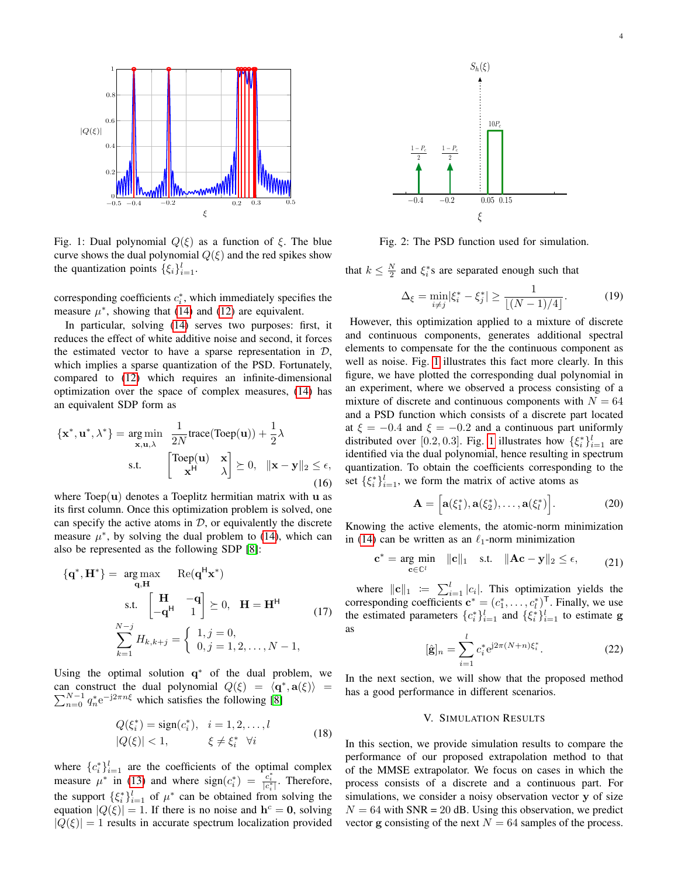Fig. 1: Dual polynomial $Q(\xi)$ as a function of $\xi$. The blue curve shows the dual polynomial $Q(\xi)$ and the red spikes show the quantization points $\{\xi_i\}_{i=1}^{l}$.

Fig. 2: The PSD function used for simulation.

corresponding coefficients $c_i^*$, which immediately specifies the measure $\mu^*$, showing that (14) and (12) are equivalent.

In particular, solving (14) serves two purposes: first, it reduces the effect of white additive noise and second, it forces the estimated vector to have a sparse representation in $\mathcal{D}$, which implies a sparse quantization of the PSD. Fortunately, compared to (12) which requires an infinite-dimensional optimization over the space of complex measures, (14) has an equivalent SDP form as

$$\{\mathbf{x}^*, \mathbf{u}^*, \lambda^*\} = \underset{\mathbf{x},\mathbf{u},\lambda}{\arg\min} \quad \frac{1}{2N}\text{trace}(\text{Toep}(\mathbf{u})) + \frac{1}{2}\lambda$$
$$\text{s.t.} \quad \begin{bmatrix} \text{Toep}(\mathbf{u}) & \mathbf{x} \\ \mathbf{x}^{\mathsf{H}} & \lambda \end{bmatrix} \succeq 0, \quad \|\mathbf{x} - \mathbf{y}\|_2 \leq \epsilon, \tag{16}$$

where $\text{Toep}(\mathbf{u})$ denotes a Toeplitz hermitian matrix with $\mathbf{u}$ as its first column. Once this optimization problem is solved, one can specify the active atoms in $\mathcal{D}$, or equivalently the discrete measure $\mu^*$, by solving the dual problem to (14), which can also be represented as the following SDP [8]:

$$\{\mathbf{q}^*, \mathbf{H}^*\} = \underset{\mathbf{q},\mathbf{H}}{\arg\max} \quad \text{Re}(\mathbf{q}^{\mathsf{H}}\mathbf{x}^*)$$
$$\text{s.t.} \quad \begin{bmatrix} \mathbf{H} & -\mathbf{q} \\ -\mathbf{q}^{\mathsf{H}} & 1 \end{bmatrix} \succeq 0, \quad \mathbf{H} = \mathbf{H}^{\mathsf{H}}$$
$$\sum_{k=1}^{N-j} H_{k,k+j} = \begin{cases} 1, j = 0, \\ 0, j = 1, 2, \ldots, N-1, \end{cases} \tag{17}$$

Using the optimal solution $\mathbf{q}^*$ of the dual problem, we can construct the dual polynomial $Q(\xi) = \langle \mathbf{q}^*, \mathbf{a}(\xi) \rangle = \sum_{n=0}^{N-1} q_n^* \mathrm{e}^{-\mathrm{j}2\pi n\xi}$ which satisfies the following [8]

$$\begin{aligned} &Q(\xi_i^*) = \text{sign}(c_i^*), \quad i = 1, 2, \ldots, l \\ &|Q(\xi)| < 1, \qquad\quad \xi \neq \xi_i^* \quad \forall i \end{aligned} \tag{18}$$

where $\{c_i^*\}_{i=1}^{l}$ are the coefficients of the optimal complex measure $\mu^*$ in (13) and where $\text{sign}(c_i^*) = \frac{c_i^*}{|c_i^*|}$. Therefore, the support $\{\xi_i^*\}_{i=1}^{l}$ of $\mu^*$ can be obtained from solving the equation $|Q(\xi)| = 1$. If there is no noise and $\mathbf{h}^c = \mathbf{0}$, solving $|Q(\xi)| = 1$ results in accurate spectrum localization provided that $k \leq \frac{N}{2}$ and $\xi_i^*$s are separated enough such that

$$\Delta_\xi = \min_{i \neq j} |\xi_i^* - \xi_j^*| \geq \frac{1}{\lfloor (N-1)/4 \rfloor}. \tag{19}$$

However, this optimization applied to a mixture of discrete and continuous components, generates additional spectral elements to compensate for the continuous component as well as noise. Fig. 1 illustrates this fact more clearly. In this figure, we have plotted the corresponding dual polynomial in an experiment, where we observed a process consisting of a mixture of discrete and continuous components with $N = 64$ and a PSD function which consists of a discrete part located at $\xi = -0.4$ and $\xi = -0.2$ and a continuous part uniformly distributed over $[0.2, 0.3]$. Fig. 1 illustrates how $\{\xi_i^*\}_{i=1}^{l}$ are identified via the dual polynomial, hence resulting in spectrum quantization. To obtain the coefficients corresponding to the set $\{\xi_i^*\}_{i=1}^{l}$, we form the matrix of active atoms as

$$\mathbf{A} = \Big[\mathbf{a}(\xi_1^*), \mathbf{a}(\xi_2^*), \ldots, \mathbf{a}(\xi_l^*)\Big]. \tag{20}$$

Knowing the active elements, the atomic-norm minimization in (14) can be written as an $\ell_1$-norm minimization

$$\mathbf{c}^* = \underset{\mathbf{c} \in \mathbb{C}^l}{\arg\min} \quad \|\mathbf{c}\|_1 \quad \text{s.t.} \quad \|\mathbf{A}\mathbf{c} - \mathbf{y}\|_2 \leq \epsilon, \tag{21}$$

where $\|\mathbf{c}\|_1 := \sum_{i=1}^{l} |c_i|$. This optimization yields the corresponding coefficients $\mathbf{c}^* = (c_1^*, \ldots, c_l^*)^{\mathsf{T}}$. Finally, we use the estimated parameters $\{c_i^*\}_{i=1}^{l}$ and $\{\xi_i^*\}_{i=1}^{l}$ to estimate $\mathbf{g}$ as

$$[\hat{\mathbf{g}}]_n = \sum_{i=1}^{l} c_i^* \mathrm{e}^{\mathrm{j}2\pi(N+n)\xi_i^*}. \tag{22}$$

In the next section, we will show that the proposed method has a good performance in different scenarios.

## V. Simulation Results

In this section, we provide simulation results to compare the performance of our proposed extrapolation method to that of the MMSE extrapolator. We focus on cases in which the process consists of a discrete and a continuous part. For simulations, we consider a noisy observation vector $\mathbf{y}$ of size $N = 64$ with SNR = 20 dB. Using this observation, we predict vector $\mathbf{g}$ consisting of the next $N = 64$ samples of the process.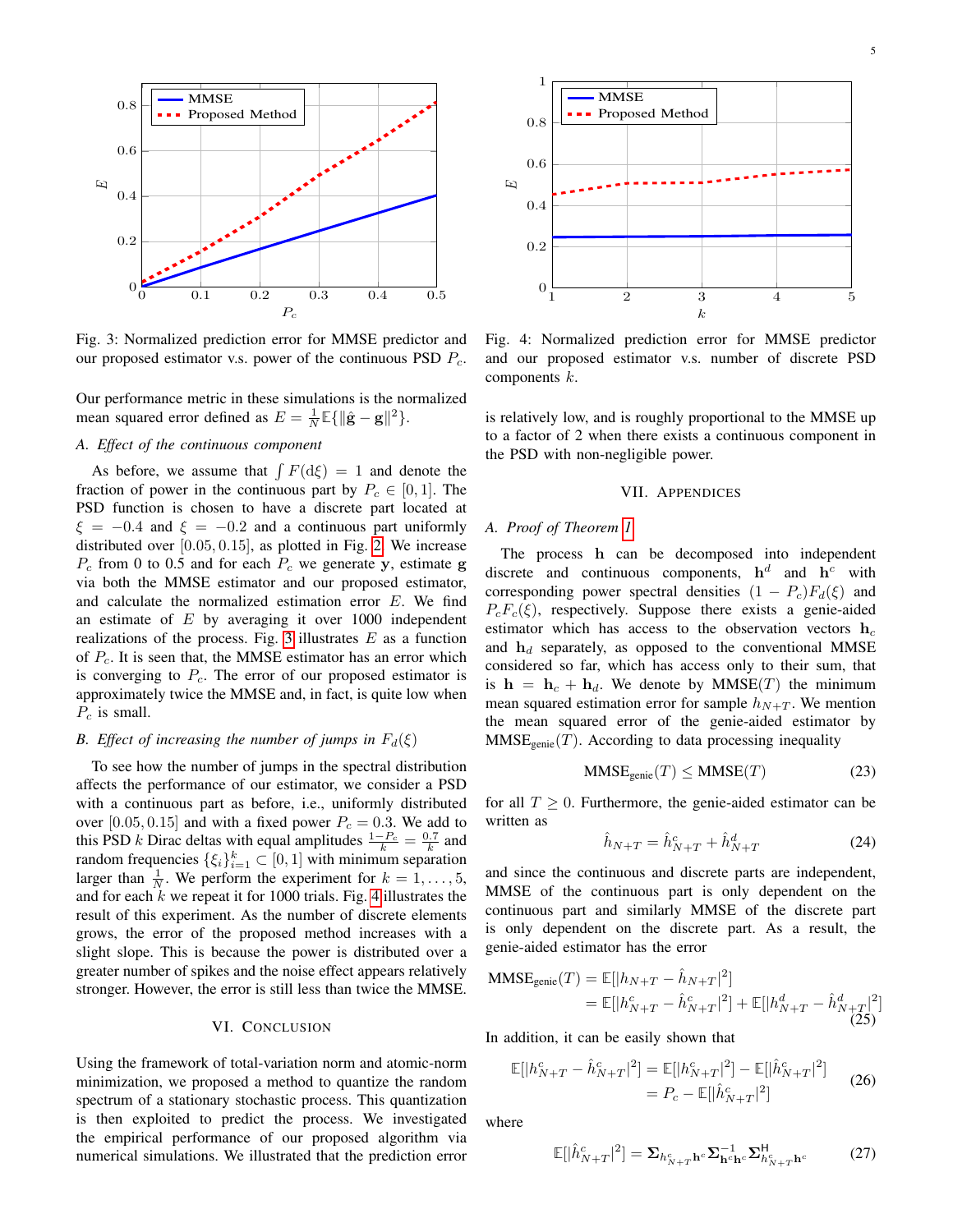Fig. 3: Normalized prediction error for MMSE predictor and our proposed estimator v.s. power of the continuous PSD $P_c$.

Fig. 4: Normalized prediction error for MMSE predictor and our proposed estimator v.s. number of discrete PSD components $k$.

Our performance metric in these simulations is the normalized mean squared error defined as $E = \frac{1}{N}\mathbb{E}\{\|\hat{\mathbf{g}} - \mathbf{g}\|^2\}$.

### A. Effect of the continuous component

As before, we assume that $\int F(\mathrm{d}\xi) = 1$ and denote the fraction of power in the continuous part by $P_c \in [0, 1]$. The PSD function is chosen to have a discrete part located at $\xi = -0.4$ and $\xi = -0.2$ and a continuous part uniformly distributed over $[0.05, 0.15]$, as plotted in Fig. 2. We increase $P_c$ from 0 to 0.5 and for each $P_c$ we generate $\mathbf{y}$, estimate $\mathbf{g}$ via both the MMSE estimator and our proposed estimator, and calculate the normalized estimation error $E$. We find an estimate of $E$ by averaging it over 1000 independent realizations of the process. Fig. 3 illustrates $E$ as a function of $P_c$. It is seen that, the MMSE estimator has an error which is converging to $P_c$. The error of our proposed estimator is approximately twice the MMSE and, in fact, is quite low when $P_c$ is small.

### B. Effect of increasing the number of jumps in $F_d(\xi)$

To see how the number of jumps in the spectral distribution affects the performance of our estimator, we consider a PSD with a continuous part as before, i.e., uniformly distributed over $[0.05, 0.15]$ and with a fixed power $P_c = 0.3$. We add to this PSD $k$ Dirac deltas with equal amplitudes $\frac{1-P_c}{k} = \frac{0.7}{k}$ and random frequencies $\{\xi_i\}_{i=1}^k \subset [0, 1]$ with minimum separation larger than $\frac{1}{N}$. We perform the experiment for $k = 1, \ldots, 5$, and for each $k$ we repeat it for 1000 trials. Fig. 4 illustrates the result of this experiment. As the number of discrete elements grows, the error of the proposed method increases with a slight slope. This is because the power is distributed over a greater number of spikes and the noise effect appears relatively stronger. However, the error is still less than twice the MMSE.

## VI. Conclusion

Using the framework of total-variation norm and atomic-norm minimization, we proposed a method to quantize the random spectrum of a stationary stochastic process. This quantization is then exploited to predict the process. We investigated the empirical performance of our proposed algorithm via numerical simulations. We illustrated that the prediction error is relatively low, and is roughly proportional to the MMSE up to a factor of 2 when there exists a continuous component in the PSD with non-negligible power.

## VII. Appendices

### A. Proof of Theorem 1

The process $\mathbf{h}$ can be decomposed into independent discrete and continuous components, $\mathbf{h}^d$ and $\mathbf{h}^c$ with corresponding power spectral densities $(1 - P_c)F_d(\xi)$ and $P_c F_c(\xi)$, respectively. Suppose there exists a genie-aided estimator which has access to the observation vectors $\mathbf{h}_c$ and $\mathbf{h}_d$ separately, as opposed to the conventional MMSE considered so far, which has access only to their sum, that is $\mathbf{h} = \mathbf{h}_c + \mathbf{h}_d$. We denote by $\mathrm{MMSE}(T)$ the minimum mean squared estimation error for sample $h_{N+T}$. We mention the mean squared error of the genie-aided estimator by $\mathrm{MMSE}_{\text{genie}}(T)$. According to data processing inequality

$$\mathrm{MMSE}_{\text{genie}}(T) \leq \mathrm{MMSE}(T) \tag{23}$$

for all $T \geq 0$. Furthermore, the genie-aided estimator can be written as

$$\hat{h}_{N+T} = \hat{h}^c_{N+T} + \hat{h}^d_{N+T} \tag{24}$$

and since the continuous and discrete parts are independent, MMSE of the continuous part is only dependent on the continuous part and similarly MMSE of the discrete part is only dependent on the discrete part. As a result, the genie-aided estimator has the error

$$\begin{aligned} \mathrm{MMSE}_{\text{genie}}(T) &= \mathbb{E}[|h_{N+T} - \hat{h}_{N+T}|^2] \\ &= \mathbb{E}[|h^c_{N+T} - \hat{h}^c_{N+T}|^2] + \mathbb{E}[|h^d_{N+T} - \hat{h}^d_{N+T}|^2] \end{aligned} \tag{25}$$

In addition, it can be easily shown that

$$\begin{aligned} \mathbb{E}[|h^c_{N+T} - \hat{h}^c_{N+T}|^2] &= \mathbb{E}[|h^c_{N+T}|^2] - \mathbb{E}[|\hat{h}^c_{N+T}|^2] \\ &= P_c - \mathbb{E}[|\hat{h}^c_{N+T}|^2] \end{aligned} \tag{26}$$

where

$$\mathbb{E}[|\hat{h}^c_{N+T}|^2] = \mathbf{\Sigma}_{h^c_{N+T}\mathbf{h}^c} \mathbf{\Sigma}^{-1}_{\mathbf{h}^c\mathbf{h}^c} \mathbf{\Sigma}^{\mathsf{H}}_{h^c_{N+T}\mathbf{h}^c} \tag{27}$$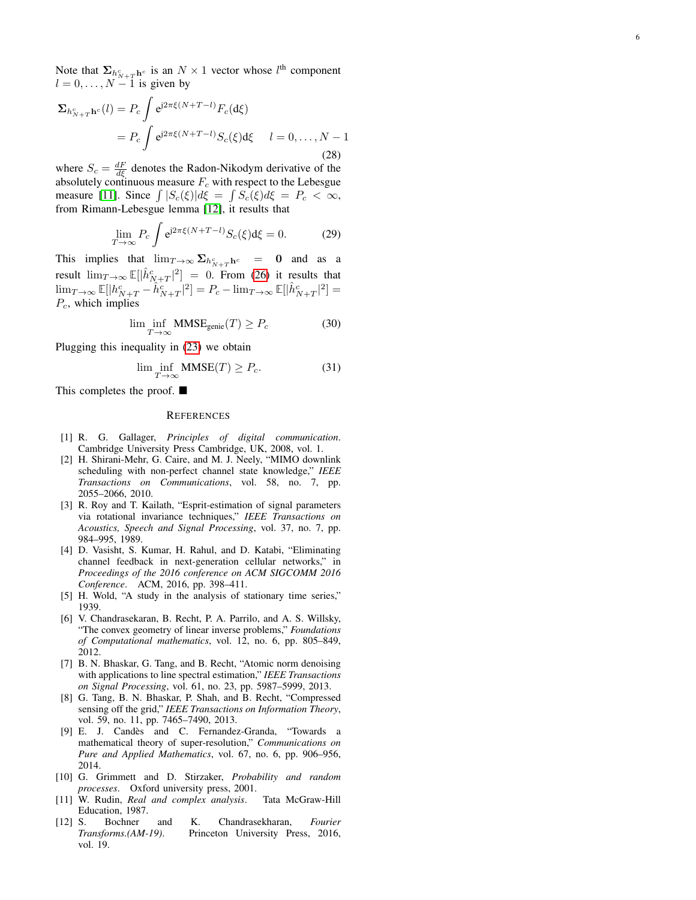Note that $\boldsymbol{\Sigma}_{h^c_{N+T}\mathbf{h}^c}$ is an $N \times 1$ vector whose $l^{\text{th}}$ component $l = 0, \dots, N-1$ is given by

$$
\begin{aligned}
\boldsymbol{\Sigma}_{h^c_{N+T}\mathbf{h}^c}(l) &= P_c \int e^{j2\pi\xi(N+T-l)} F_c(d\xi) \\
&= P_c \int e^{j2\pi\xi(N+T-l)} S_c(\xi) d\xi \qquad l = 0, \dots, N-1
\end{aligned}
\tag{28}
$$

where $S_c = \frac{dF}{d\xi}$ denotes the Radon-Nikodym derivative of the absolutely continuous measure $F_c$ with respect to the Lebesgue measure [11]. Since $\int |S_c(\xi)| d\xi = \int S_c(\xi) d\xi = P_c < \infty$, from Rimann-Lebesgue lemma [12], it results that

$$
\lim_{T \to \infty} P_c \int e^{j2\pi\xi(N+T-l)} S_c(\xi) d\xi = 0. \tag{29}
$$

This implies that $\lim_{T\to\infty} \boldsymbol{\Sigma}_{h^c_{N+T}\mathbf{h}^c} = \mathbf{0}$ and as a result $\lim_{T\to\infty} \mathbb{E}[|\hat{h}^c_{N+T}|^2] = 0$. From (26) it results that $\lim_{T\to\infty} \mathbb{E}[|h^c_{N+T} - \hat{h}^c_{N+T}|^2] = P_c - \lim_{T\to\infty} \mathbb{E}[|\hat{h}^c_{N+T}|^2] = P_c$, which implies

$$
\liminf_{T \to \infty} \text{MMSE}_{\text{genie}}(T) \geq P_c \tag{30}
$$

Plugging this inequality in (23) we obtain

$$
\liminf_{T \to \infty} \text{MMSE}(T) \geq P_c. \tag{31}
$$

This completes the proof. ■

## References

[1] R. G. Gallager, *Principles of digital communication*. Cambridge University Press Cambridge, UK, 2008, vol. 1.

[2] H. Shirani-Mehr, G. Caire, and M. J. Neely, "MIMO downlink scheduling with non-perfect channel state knowledge," *IEEE Transactions on Communications*, vol. 58, no. 7, pp. 2055–2066, 2010.

[3] R. Roy and T. Kailath, "Esprit-estimation of signal parameters via rotational invariance techniques," *IEEE Transactions on Acoustics, Speech and Signal Processing*, vol. 37, no. 7, pp. 984–995, 1989.

[4] D. Vasisht, S. Kumar, H. Rahul, and D. Katabi, "Eliminating channel feedback in next-generation cellular networks," in *Proceedings of the 2016 conference on ACM SIGCOMM 2016 Conference*. ACM, 2016, pp. 398–411.

[5] H. Wold, "A study in the analysis of stationary time series," 1939.

[6] V. Chandrasekaran, B. Recht, P. A. Parrilo, and A. S. Willsky, "The convex geometry of linear inverse problems," *Foundations of Computational mathematics*, vol. 12, no. 6, pp. 805–849, 2012.

[7] B. N. Bhaskar, G. Tang, and B. Recht, "Atomic norm denoising with applications to line spectral estimation," *IEEE Transactions on Signal Processing*, vol. 61, no. 23, pp. 5987–5999, 2013.

[8] G. Tang, B. N. Bhaskar, P. Shah, and B. Recht, "Compressed sensing off the grid," *IEEE Transactions on Information Theory*, vol. 59, no. 11, pp. 7465–7490, 2013.

[9] E. J. Candès and C. Fernandez-Granda, "Towards a mathematical theory of super-resolution," *Communications on Pure and Applied Mathematics*, vol. 67, no. 6, pp. 906–956, 2014.

[10] G. Grimmett and D. Stirzaker, *Probability and random processes*. Oxford university press, 2001.

[11] W. Rudin, *Real and complex analysis*. Tata McGraw-Hill Education, 1987.

[12] S. Bochner and K. Chandrasekharan, *Fourier Transforms.(AM-19)*. Princeton University Press, 2016, vol. 19.